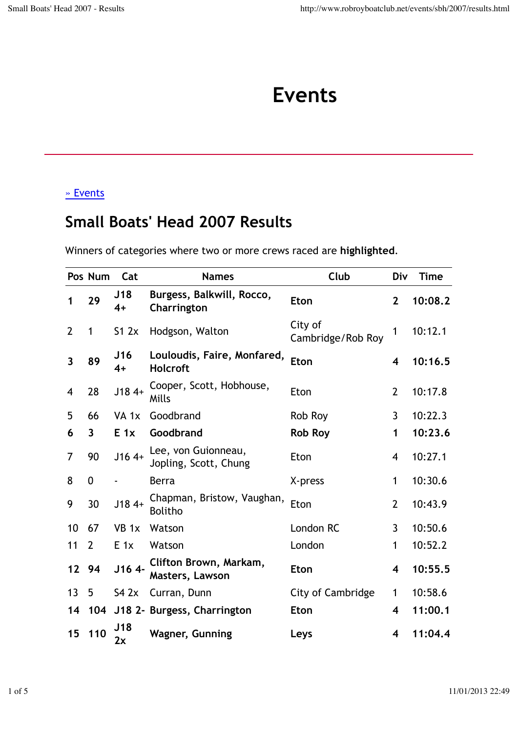# Events

» Events

## Small Boats' Head 2007 Results

Winners of categories where two or more crews raced are **highlighted**.

| Pos | Num | Cat | Names | Club | Div | Time |
|---|---|---|---|---|---|---|
| **1** | **29** | **J18 4+** | **Burgess, Balkwill, Rocco, Charrington** | **Eton** | **2** | **10:08.2** |
| 2 | 1 | S1 2x | Hodgson, Walton | City of Cambridge/Rob Roy | 1 | 10:12.1 |
| **3** | **89** | **J16 4+** | **Louloudis, Faire, Monfared, Holcroft** | **Eton** | **4** | **10:16.5** |
| 4 | 28 | J18 4+ | Cooper, Scott, Hobhouse, Mills | Eton | 2 | 10:17.8 |
| 5 | 66 | VA 1x | Goodbrand | Rob Roy | 3 | 10:22.3 |
| **6** | **3** | **E 1x** | **Goodbrand** | **Rob Roy** | **1** | **10:23.6** |
| 7 | 90 | J16 4+ | Lee, von Guionneau, Jopling, Scott, Chung | Eton | 4 | 10:27.1 |
| 8 | 0 | - | Berra | X-press | 1 | 10:30.6 |
| 9 | 30 | J18 4+ | Chapman, Bristow, Vaughan, Bolitho | Eton | 2 | 10:43.9 |
| 10 | 67 | VB 1x | Watson | London RC | 3 | 10:50.6 |
| 11 | 2 | E 1x | Watson | London | 1 | 10:52.2 |
| **12** | **94** | **J16 4-** | **Clifton Brown, Markam, Masters, Lawson** | **Eton** | **4** | **10:55.5** |
| 13 | 5 | S4 2x | Curran, Dunn | City of Cambridge | 1 | 10:58.6 |
| **14** | **104** | **J18 2-** | **Burgess, Charrington** | **Eton** | **4** | **11:00.1** |
| **15** | **110** | **J18 2x** | **Wagner, Gunning** | **Leys** | **4** | **11:04.4** |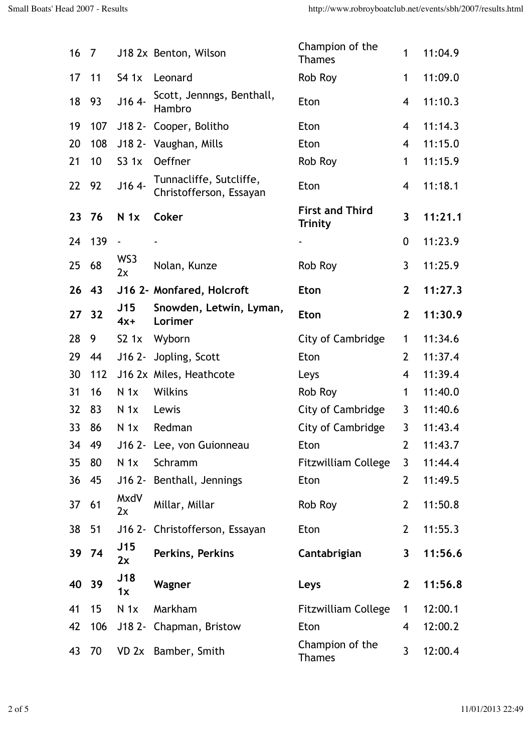| | | | | | | |
|---|---|---|---|---|---|---|
| 16 | 7 | J18 2x | Benton, Wilson | Champion of the Thames | 1 | 11:04.9 |
| 17 | 11 | S4 1x | Leonard | Rob Roy | 1 | 11:09.0 |
| 18 | 93 | J16 4- | Scott, Jennngs, Benthall, Hambro | Eton | 4 | 11:10.3 |
| 19 | 107 | J18 2- | Cooper, Bolitho | Eton | 4 | 11:14.3 |
| 20 | 108 | J18 2- | Vaughan, Mills | Eton | 4 | 11:15.0 |
| 21 | 10 | S3 1x | Oeffner | Rob Roy | 1 | 11:15.9 |
| 22 | 92 | J16 4- | Tunnacliffe, Sutcliffe, Christofferson, Essayan | Eton | 4 | 11:18.1 |
| **23** | **76** | **N 1x** | **Coker** | **First and Third Trinity** | **3** | **11:21.1** |
| 24 | 139 | - | - | - | 0 | 11:23.9 |
| 25 | 68 | WS3 2x | Nolan, Kunze | Rob Roy | 3 | 11:25.9 |
| **26** | **43** | **J16 2-** | **Monfared, Holcroft** | **Eton** | **2** | **11:27.3** |
| **27** | **32** | **J15 4x+** | **Snowden, Letwin, Lyman, Lorimer** | **Eton** | **2** | **11:30.9** |
| 28 | 9 | S2 1x | Wyborn | City of Cambridge | 1 | 11:34.6 |
| 29 | 44 | J16 2- | Jopling, Scott | Eton | 2 | 11:37.4 |
| 30 | 112 | J16 2x | Miles, Heathcote | Leys | 4 | 11:39.4 |
| 31 | 16 | N 1x | Wilkins | Rob Roy | 1 | 11:40.0 |
| 32 | 83 | N 1x | Lewis | City of Cambridge | 3 | 11:40.6 |
| 33 | 86 | N 1x | Redman | City of Cambridge | 3 | 11:43.4 |
| 34 | 49 | J16 2- | Lee, von Guionneau | Eton | 2 | 11:43.7 |
| 35 | 80 | N 1x | Schramm | Fitzwilliam College | 3 | 11:44.4 |
| 36 | 45 | J16 2- | Benthall, Jennings | Eton | 2 | 11:49.5 |
| 37 | 61 | MxdV 2x | Millar, Millar | Rob Roy | 2 | 11:50.8 |
| 38 | 51 | J16 2- | Christofferson, Essayan | Eton | 2 | 11:55.3 |
| **39** | **74** | **J15 2x** | **Perkins, Perkins** | **Cantabrigian** | **3** | **11:56.6** |
| **40** | **39** | **J18 1x** | **Wagner** | **Leys** | **2** | **11:56.8** |
| 41 | 15 | N 1x | Markham | Fitzwilliam College | 1 | 12:00.1 |
| 42 | 106 | J18 2- | Chapman, Bristow | Eton | 4 | 12:00.2 |
| 43 | 70 | VD 2x | Bamber, Smith | Champion of the Thames | 3 | 12:00.4 |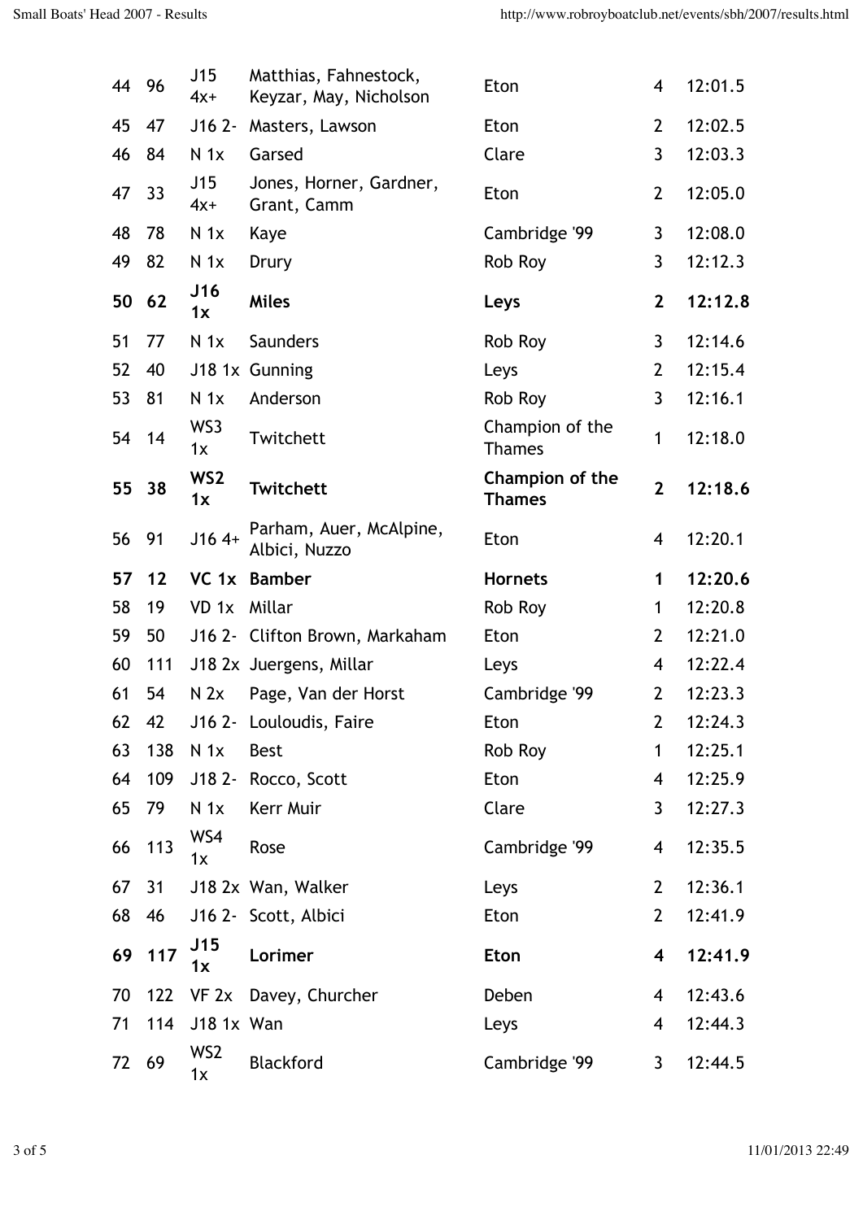| | | | | | | |
|---|---|---|---|---|---|---|
| 44 | 96 | J15 4x+ | Matthias, Fahnestock, Keyzar, May, Nicholson | Eton | 4 | 12:01.5 |
| 45 | 47 | J16 2- | Masters, Lawson | Eton | 2 | 12:02.5 |
| 46 | 84 | N 1x | Garsed | Clare | 3 | 12:03.3 |
| 47 | 33 | J15 4x+ | Jones, Horner, Gardner, Grant, Camm | Eton | 2 | 12:05.0 |
| 48 | 78 | N 1x | Kaye | Cambridge '99 | 3 | 12:08.0 |
| 49 | 82 | N 1x | Drury | Rob Roy | 3 | 12:12.3 |
| **50** | **62** | **J16 1x** | **Miles** | **Leys** | **2** | **12:12.8** |
| 51 | 77 | N 1x | Saunders | Rob Roy | 3 | 12:14.6 |
| 52 | 40 | J18 1x | Gunning | Leys | 2 | 12:15.4 |
| 53 | 81 | N 1x | Anderson | Rob Roy | 3 | 12:16.1 |
| 54 | 14 | WS3 1x | Twitchett | Champion of the Thames | 1 | 12:18.0 |
| **55** | **38** | **WS2 1x** | **Twitchett** | **Champion of the Thames** | **2** | **12:18.6** |
| 56 | 91 | J16 4+ | Parham, Auer, McAlpine, Albici, Nuzzo | Eton | 4 | 12:20.1 |
| **57** | **12** | **VC 1x** | **Bamber** | **Hornets** | **1** | **12:20.6** |
| 58 | 19 | VD 1x | Millar | Rob Roy | 1 | 12:20.8 |
| 59 | 50 | J16 2- | Clifton Brown, Markaham | Eton | 2 | 12:21.0 |
| 60 | 111 | J18 2x | Juergens, Millar | Leys | 4 | 12:22.4 |
| 61 | 54 | N 2x | Page, Van der Horst | Cambridge '99 | 2 | 12:23.3 |
| 62 | 42 | J16 2- | Louloudis, Faire | Eton | 2 | 12:24.3 |
| 63 | 138 | N 1x | Best | Rob Roy | 1 | 12:25.1 |
| 64 | 109 | J18 2- | Rocco, Scott | Eton | 4 | 12:25.9 |
| 65 | 79 | N 1x | Kerr Muir | Clare | 3 | 12:27.3 |
| 66 | 113 | WS4 1x | Rose | Cambridge '99 | 4 | 12:35.5 |
| 67 | 31 | J18 2x | Wan, Walker | Leys | 2 | 12:36.1 |
| 68 | 46 | J16 2- | Scott, Albici | Eton | 2 | 12:41.9 |
| **69** | **117** | **J15 1x** | **Lorimer** | **Eton** | **4** | **12:41.9** |
| 70 | 122 | VF 2x | Davey, Churcher | Deben | 4 | 12:43.6 |
| 71 | 114 | J18 1x | Wan | Leys | 4 | 12:44.3 |
| 72 | 69 | WS2 1x | Blackford | Cambridge '99 | 3 | 12:44.5 |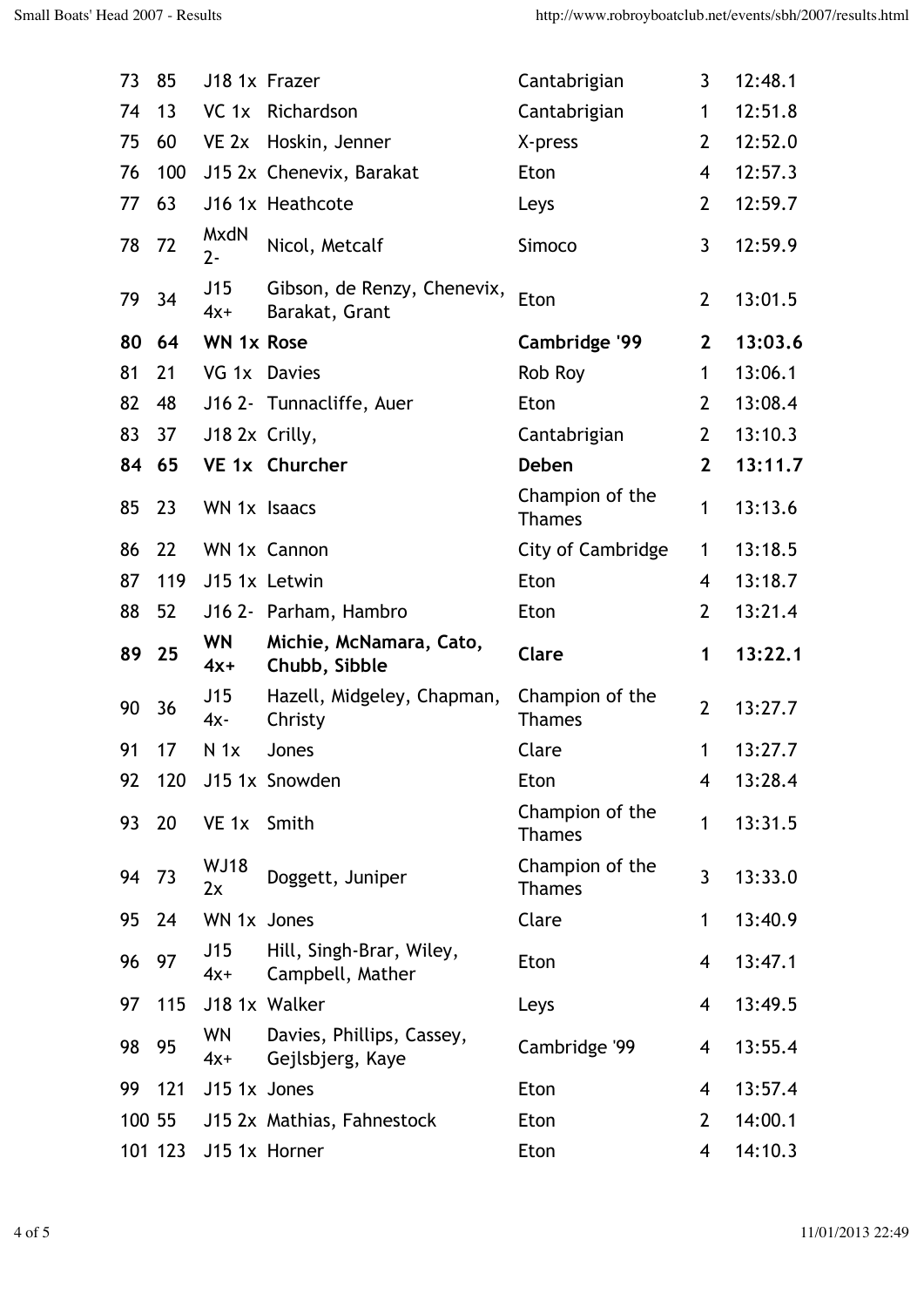| | | | | | | |
|---|---|---|---|---|---|---|
| 73 | 85 | J18 1x | Frazer | Cantabrigian | 3 | 12:48.1 |
| 74 | 13 | VC 1x | Richardson | Cantabrigian | 1 | 12:51.8 |
| 75 | 60 | VE 2x | Hoskin, Jenner | X-press | 2 | 12:52.0 |
| 76 | 100 | J15 2x | Chenevix, Barakat | Eton | 4 | 12:57.3 |
| 77 | 63 | J16 1x | Heathcote | Leys | 2 | 12:59.7 |
| 78 | 72 | MxdN 2- | Nicol, Metcalf | Simoco | 3 | 12:59.9 |
| 79 | 34 | J15 4x+ | Gibson, de Renzy, Chenevix, Barakat, Grant | Eton | 2 | 13:01.5 |
| **80** | **64** | **WN 1x** | **Rose** | **Cambridge '99** | **2** | **13:03.6** |
| 81 | 21 | VG 1x | Davies | Rob Roy | 1 | 13:06.1 |
| 82 | 48 | J16 2- | Tunnacliffe, Auer | Eton | 2 | 13:08.4 |
| 83 | 37 | J18 2x | Crilly, | Cantabrigian | 2 | 13:10.3 |
| **84** | **65** | **VE 1x** | **Churcher** | **Deben** | **2** | **13:11.7** |
| 85 | 23 | WN 1x | Isaacs | Champion of the Thames | 1 | 13:13.6 |
| 86 | 22 | WN 1x | Cannon | City of Cambridge | 1 | 13:18.5 |
| 87 | 119 | J15 1x | Letwin | Eton | 4 | 13:18.7 |
| 88 | 52 | J16 2- | Parham, Hambro | Eton | 2 | 13:21.4 |
| **89** | **25** | **WN 4x+** | **Michie, McNamara, Cato, Chubb, Sibble** | **Clare** | **1** | **13:22.1** |
| 90 | 36 | J15 4x- | Hazell, Midgeley, Chapman, Christy | Champion of the Thames | 2 | 13:27.7 |
| 91 | 17 | N 1x | Jones | Clare | 1 | 13:27.7 |
| 92 | 120 | J15 1x | Snowden | Eton | 4 | 13:28.4 |
| 93 | 20 | VE 1x | Smith | Champion of the Thames | 1 | 13:31.5 |
| 94 | 73 | WJ18 2x | Doggett, Juniper | Champion of the Thames | 3 | 13:33.0 |
| 95 | 24 | WN 1x | Jones | Clare | 1 | 13:40.9 |
| 96 | 97 | J15 4x+ | Hill, Singh-Brar, Wiley, Campbell, Mather | Eton | 4 | 13:47.1 |
| 97 | 115 | J18 1x | Walker | Leys | 4 | 13:49.5 |
| 98 | 95 | WN 4x+ | Davies, Phillips, Cassey, Gejlsbjerg, Kaye | Cambridge '99 | 4 | 13:55.4 |
| 99 | 121 | J15 1x | Jones | Eton | 4 | 13:57.4 |
| 100 | 55 | J15 2x | Mathias, Fahnestock | Eton | 2 | 14:00.1 |
| 101 | 123 | J15 1x | Horner | Eton | 4 | 14:10.3 |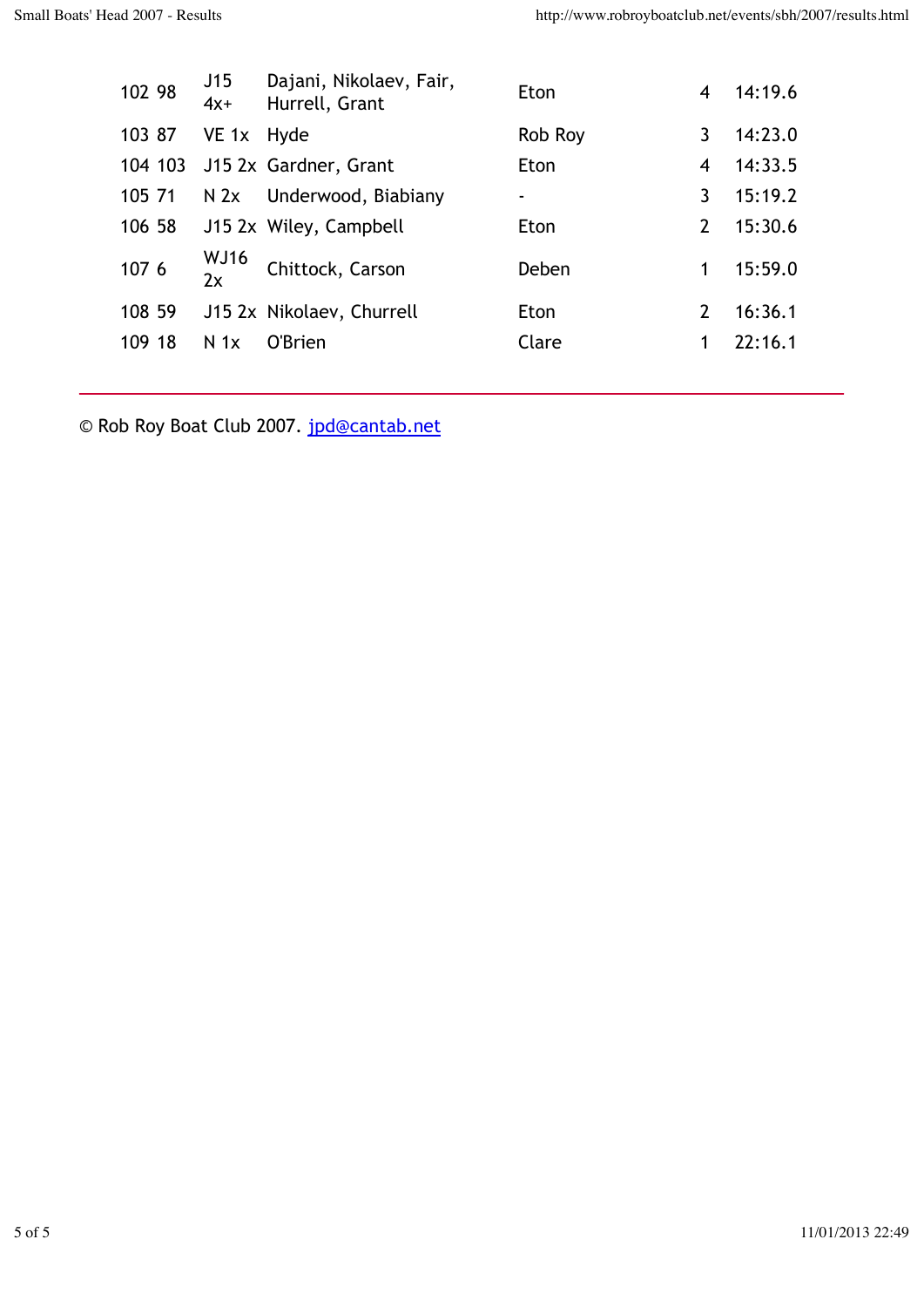| | | | | | | |
|---|---|---|---|---|---|---|
| 102 | 98 | J15 4x+ | Dajani, Nikolaev, Fair, Hurrell, Grant | Eton | 4 | 14:19.6 |
| 103 | 87 | VE 1x | Hyde | Rob Roy | 3 | 14:23.0 |
| 104 | 103 | J15 2x | Gardner, Grant | Eton | 4 | 14:33.5 |
| 105 | 71 | N 2x | Underwood, Biabiany | - | 3 | 15:19.2 |
| 106 | 58 | J15 2x | Wiley, Campbell | Eton | 2 | 15:30.6 |
| 107 | 6 | WJ16 2x | Chittock, Carson | Deben | 1 | 15:59.0 |
| 108 | 59 | J15 2x | Nikolaev, Churrell | Eton | 2 | 16:36.1 |
| 109 | 18 | N 1x | O'Brien | Clare | 1 | 22:16.1 |

---

© Rob Roy Boat Club 2007. jpd@cantab.net